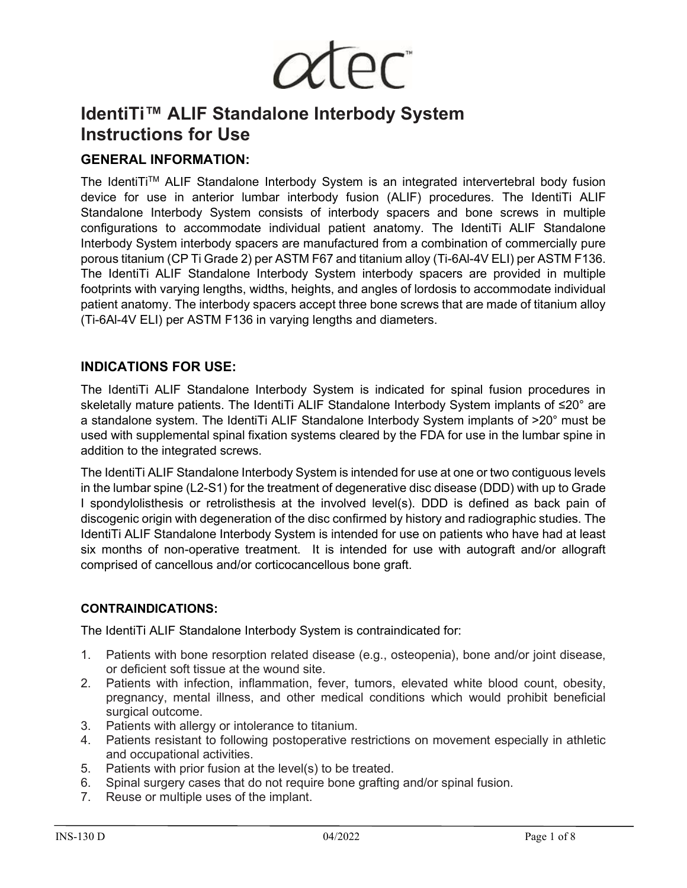# IdentiTi™ ALIF Standalone Interbody System Instructions for Use

## GENERAL INFORMATION:

The IdentiTi™ ALIF Standalone Interbody System is an integrated intervertebral body fusion device for use in anterior lumbar interbody fusion (ALIF) procedures. The IdentiTi ALIF Standalone Interbody System consists of interbody spacers and bone screws in multiple configurations to accommodate individual patient anatomy. The IdentiTi ALIF Standalone Interbody System interbody spacers are manufactured from a combination of commercially pure porous titanium (CP Ti Grade 2) per ASTM F67 and titanium alloy (Ti-6Al-4V ELI) per ASTM F136. The IdentiTi ALIF Standalone Interbody System interbody spacers are provided in multiple footprints with varying lengths, widths, heights, and angles of lordosis to accommodate individual patient anatomy. The interbody spacers accept three bone screws that are made of titanium alloy (Ti-6Al-4V ELI) per ASTM F136 in varying lengths and diameters.

## INDICATIONS FOR USE:

The IdentiTi ALIF Standalone Interbody System is indicated for spinal fusion procedures in skeletally mature patients. The IdentiTi ALIF Standalone Interbody System implants of ≤20° are a standalone system. The IdentiTi ALIF Standalone Interbody System implants of >20° must be used with supplemental spinal fixation systems cleared by the FDA for use in the lumbar spine in addition to the integrated screws.

The IdentiTi ALIF Standalone Interbody System is intended for use at one or two contiguous levels in the lumbar spine (L2-S1) for the treatment of degenerative disc disease (DDD) with up to Grade I spondylolisthesis or retrolisthesis at the involved level(s). DDD is defined as back pain of discogenic origin with degeneration of the disc confirmed by history and radiographic studies. The IdentiTi ALIF Standalone Interbody System is intended for use on patients who have had at least six months of non-operative treatment. It is intended for use with autograft and/or allograft comprised of cancellous and/or corticocancellous bone graft.

### CONTRAINDICATIONS:

The IdentiTi ALIF Standalone Interbody System is contraindicated for:

1. Patients with bone resorption related disease (e.g., osteopenia), bone and/or joint disease, or deficient soft tissue at the wound site.
2. Patients with infection, inflammation, fever, tumors, elevated white blood count, obesity, pregnancy, mental illness, and other medical conditions which would prohibit beneficial surgical outcome.
3. Patients with allergy or intolerance to titanium.
4. Patients resistant to following postoperative restrictions on movement especially in athletic and occupational activities.
5. Patients with prior fusion at the level(s) to be treated.
6. Spinal surgery cases that do not require bone grafting and/or spinal fusion.
7. Reuse or multiple uses of the implant.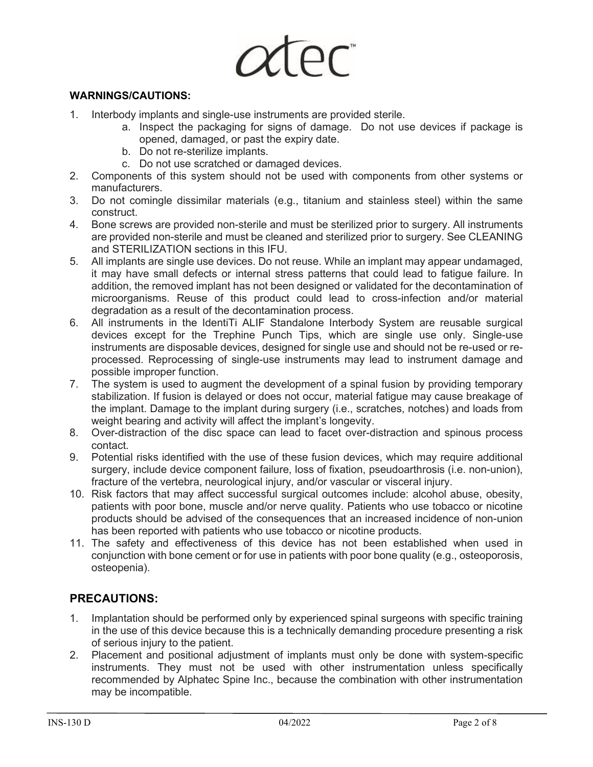## WARNINGS/CAUTIONS:

1. Interbody implants and single-use instruments are provided sterile.
   a. Inspect the packaging for signs of damage. Do not use devices if package is opened, damaged, or past the expiry date.
   b. Do not re-sterilize implants.
   c. Do not use scratched or damaged devices.
2. Components of this system should not be used with components from other systems or manufacturers.
3. Do not comingle dissimilar materials (e.g., titanium and stainless steel) within the same construct.
4. Bone screws are provided non-sterile and must be sterilized prior to surgery. All instruments are provided non-sterile and must be cleaned and sterilized prior to surgery. See CLEANING and STERILIZATION sections in this IFU.
5. All implants are single use devices. Do not reuse. While an implant may appear undamaged, it may have small defects or internal stress patterns that could lead to fatigue failure. In addition, the removed implant has not been designed or validated for the decontamination of microorganisms. Reuse of this product could lead to cross-infection and/or material degradation as a result of the decontamination process.
6. All instruments in the IdentiTi ALIF Standalone Interbody System are reusable surgical devices except for the Trephine Punch Tips, which are single use only. Single-use instruments are disposable devices, designed for single use and should not be re-used or re-processed. Reprocessing of single-use instruments may lead to instrument damage and possible improper function.
7. The system is used to augment the development of a spinal fusion by providing temporary stabilization. If fusion is delayed or does not occur, material fatigue may cause breakage of the implant. Damage to the implant during surgery (i.e., scratches, notches) and loads from weight bearing and activity will affect the implant's longevity.
8. Over-distraction of the disc space can lead to facet over-distraction and spinous process contact.
9. Potential risks identified with the use of these fusion devices, which may require additional surgery, include device component failure, loss of fixation, pseudoarthrosis (i.e. non-union), fracture of the vertebra, neurological injury, and/or vascular or visceral injury.
10. Risk factors that may affect successful surgical outcomes include: alcohol abuse, obesity, patients with poor bone, muscle and/or nerve quality. Patients who use tobacco or nicotine products should be advised of the consequences that an increased incidence of non-union has been reported with patients who use tobacco or nicotine products.
11. The safety and effectiveness of this device has not been established when used in conjunction with bone cement or for use in patients with poor bone quality (e.g., osteoporosis, osteopenia).

## PRECAUTIONS:

1. Implantation should be performed only by experienced spinal surgeons with specific training in the use of this device because this is a technically demanding procedure presenting a risk of serious injury to the patient.
2. Placement and positional adjustment of implants must only be done with system-specific instruments. They must not be used with other instrumentation unless specifically recommended by Alphatec Spine Inc., because the combination with other instrumentation may be incompatible.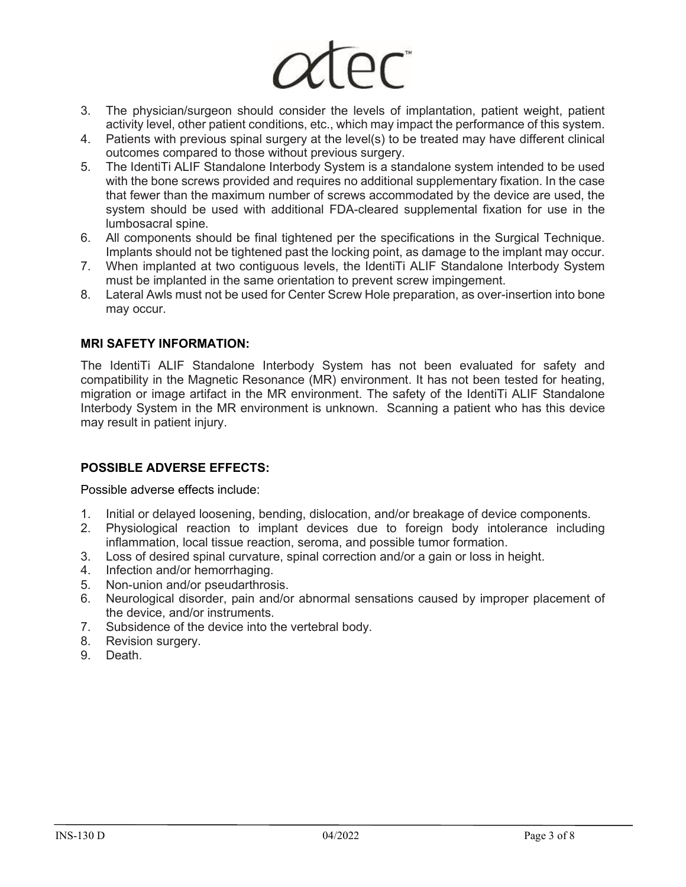3. The physician/surgeon should consider the levels of implantation, patient weight, patient activity level, other patient conditions, etc., which may impact the performance of this system.
4. Patients with previous spinal surgery at the level(s) to be treated may have different clinical outcomes compared to those without previous surgery.
5. The IdentiTi ALIF Standalone Interbody System is a standalone system intended to be used with the bone screws provided and requires no additional supplementary fixation. In the case that fewer than the maximum number of screws accommodated by the device are used, the system should be used with additional FDA-cleared supplemental fixation for use in the lumbosacral spine.
6. All components should be final tightened per the specifications in the Surgical Technique. Implants should not be tightened past the locking point, as damage to the implant may occur.
7. When implanted at two contiguous levels, the IdentiTi ALIF Standalone Interbody System must be implanted in the same orientation to prevent screw impingement.
8. Lateral Awls must not be used for Center Screw Hole preparation, as over-insertion into bone may occur.

**MRI SAFETY INFORMATION:**

The IdentiTi ALIF Standalone Interbody System has not been evaluated for safety and compatibility in the Magnetic Resonance (MR) environment. It has not been tested for heating, migration or image artifact in the MR environment. The safety of the IdentiTi ALIF Standalone Interbody System in the MR environment is unknown. Scanning a patient who has this device may result in patient injury.

**POSSIBLE ADVERSE EFFECTS:**

Possible adverse effects include:

1. Initial or delayed loosening, bending, dislocation, and/or breakage of device components.
2. Physiological reaction to implant devices due to foreign body intolerance including inflammation, local tissue reaction, seroma, and possible tumor formation.
3. Loss of desired spinal curvature, spinal correction and/or a gain or loss in height.
4. Infection and/or hemorrhaging.
5. Non-union and/or pseudarthrosis.
6. Neurological disorder, pain and/or abnormal sensations caused by improper placement of the device, and/or instruments.
7. Subsidence of the device into the vertebral body.
8. Revision surgery.
9. Death.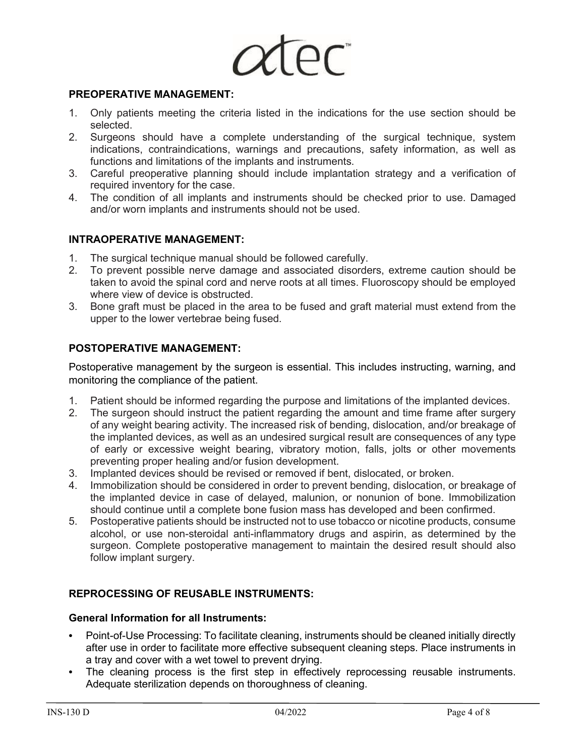## PREOPERATIVE MANAGEMENT:

1. Only patients meeting the criteria listed in the indications for the use section should be selected.
2. Surgeons should have a complete understanding of the surgical technique, system indications, contraindications, warnings and precautions, safety information, as well as functions and limitations of the implants and instruments.
3. Careful preoperative planning should include implantation strategy and a verification of required inventory for the case.
4. The condition of all implants and instruments should be checked prior to use. Damaged and/or worn implants and instruments should not be used.

## INTRAOPERATIVE MANAGEMENT:

1. The surgical technique manual should be followed carefully.
2. To prevent possible nerve damage and associated disorders, extreme caution should be taken to avoid the spinal cord and nerve roots at all times. Fluoroscopy should be employed where view of device is obstructed.
3. Bone graft must be placed in the area to be fused and graft material must extend from the upper to the lower vertebrae being fused.

## POSTOPERATIVE MANAGEMENT:

Postoperative management by the surgeon is essential. This includes instructing, warning, and monitoring the compliance of the patient.

1. Patient should be informed regarding the purpose and limitations of the implanted devices.
2. The surgeon should instruct the patient regarding the amount and time frame after surgery of any weight bearing activity. The increased risk of bending, dislocation, and/or breakage of the implanted devices, as well as an undesired surgical result are consequences of any type of early or excessive weight bearing, vibratory motion, falls, jolts or other movements preventing proper healing and/or fusion development.
3. Implanted devices should be revised or removed if bent, dislocated, or broken.
4. Immobilization should be considered in order to prevent bending, dislocation, or breakage of the implanted device in case of delayed, malunion, or nonunion of bone. Immobilization should continue until a complete bone fusion mass has developed and been confirmed.
5. Postoperative patients should be instructed not to use tobacco or nicotine products, consume alcohol, or use non-steroidal anti-inflammatory drugs and aspirin, as determined by the surgeon. Complete postoperative management to maintain the desired result should also follow implant surgery.

## REPROCESSING OF REUSABLE INSTRUMENTS:

### General Information for all Instruments:

- Point-of-Use Processing: To facilitate cleaning, instruments should be cleaned initially directly after use in order to facilitate more effective subsequent cleaning steps. Place instruments in a tray and cover with a wet towel to prevent drying.
- The cleaning process is the first step in effectively reprocessing reusable instruments. Adequate sterilization depends on thoroughness of cleaning.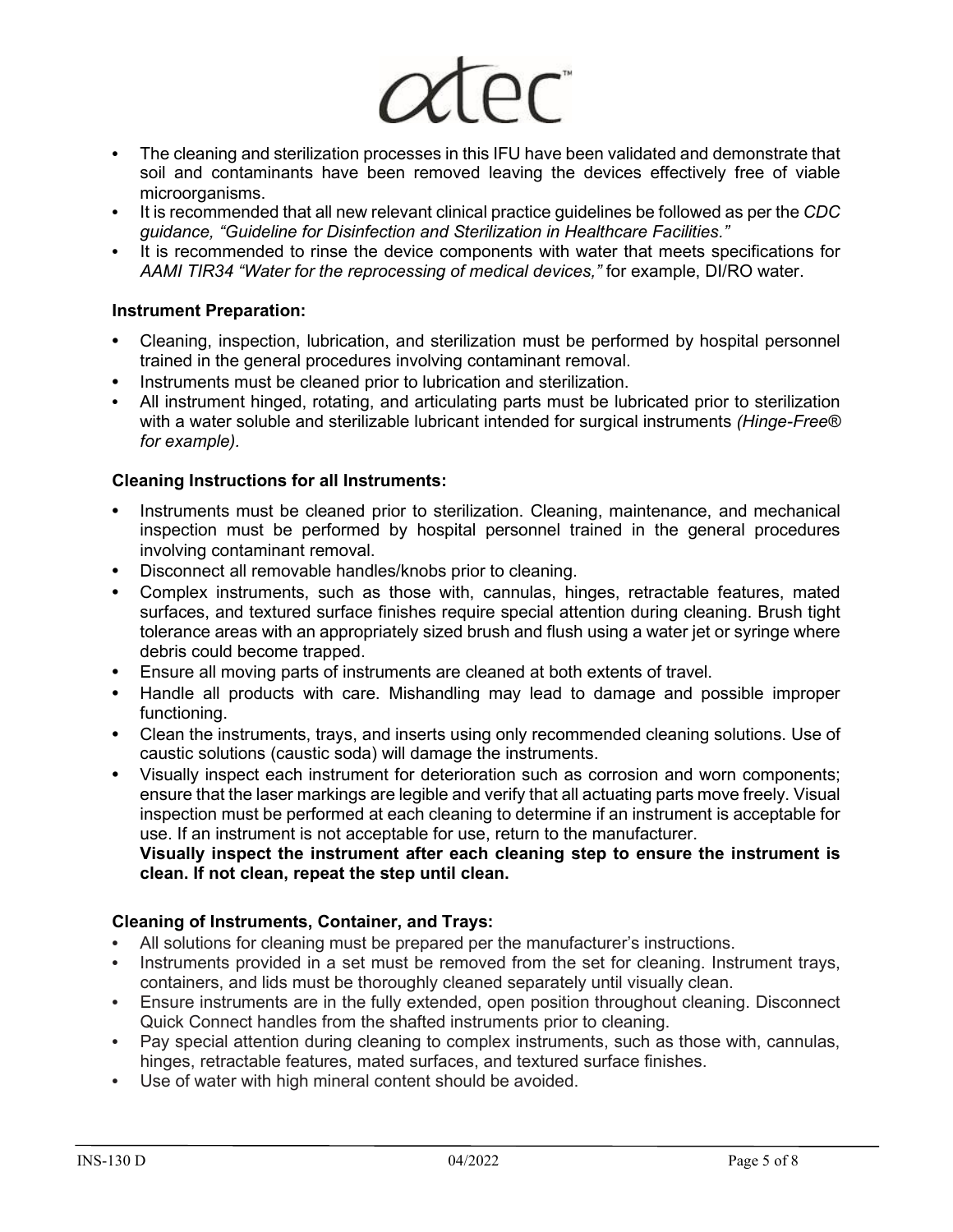- The cleaning and sterilization processes in this IFU have been validated and demonstrate that soil and contaminants have been removed leaving the devices effectively free of viable microorganisms.
- It is recommended that all new relevant clinical practice guidelines be followed as per the *CDC guidance, "Guideline for Disinfection and Sterilization in Healthcare Facilities."*
- It is recommended to rinse the device components with water that meets specifications for *AAMI TIR34 "Water for the reprocessing of medical devices,"* for example, DI/RO water.

**Instrument Preparation:**

- Cleaning, inspection, lubrication, and sterilization must be performed by hospital personnel trained in the general procedures involving contaminant removal.
- Instruments must be cleaned prior to lubrication and sterilization.
- All instrument hinged, rotating, and articulating parts must be lubricated prior to sterilization with a water soluble and sterilizable lubricant intended for surgical instruments *(Hinge-Free® for example).*

**Cleaning Instructions for all Instruments:**

- Instruments must be cleaned prior to sterilization. Cleaning, maintenance, and mechanical inspection must be performed by hospital personnel trained in the general procedures involving contaminant removal.
- Disconnect all removable handles/knobs prior to cleaning.
- Complex instruments, such as those with, cannulas, hinges, retractable features, mated surfaces, and textured surface finishes require special attention during cleaning. Brush tight tolerance areas with an appropriately sized brush and flush using a water jet or syringe where debris could become trapped.
- Ensure all moving parts of instruments are cleaned at both extents of travel.
- Handle all products with care. Mishandling may lead to damage and possible improper functioning.
- Clean the instruments, trays, and inserts using only recommended cleaning solutions. Use of caustic solutions (caustic soda) will damage the instruments.
- Visually inspect each instrument for deterioration such as corrosion and worn components; ensure that the laser markings are legible and verify that all actuating parts move freely. Visual inspection must be performed at each cleaning to determine if an instrument is acceptable for use. If an instrument is not acceptable for use, return to the manufacturer.

  **Visually inspect the instrument after each cleaning step to ensure the instrument is clean. If not clean, repeat the step until clean.**

**Cleaning of Instruments, Container, and Trays:**

- All solutions for cleaning must be prepared per the manufacturer's instructions.
- Instruments provided in a set must be removed from the set for cleaning. Instrument trays, containers, and lids must be thoroughly cleaned separately until visually clean.
- Ensure instruments are in the fully extended, open position throughout cleaning. Disconnect Quick Connect handles from the shafted instruments prior to cleaning.
- Pay special attention during cleaning to complex instruments, such as those with, cannulas, hinges, retractable features, mated surfaces, and textured surface finishes.
- Use of water with high mineral content should be avoided.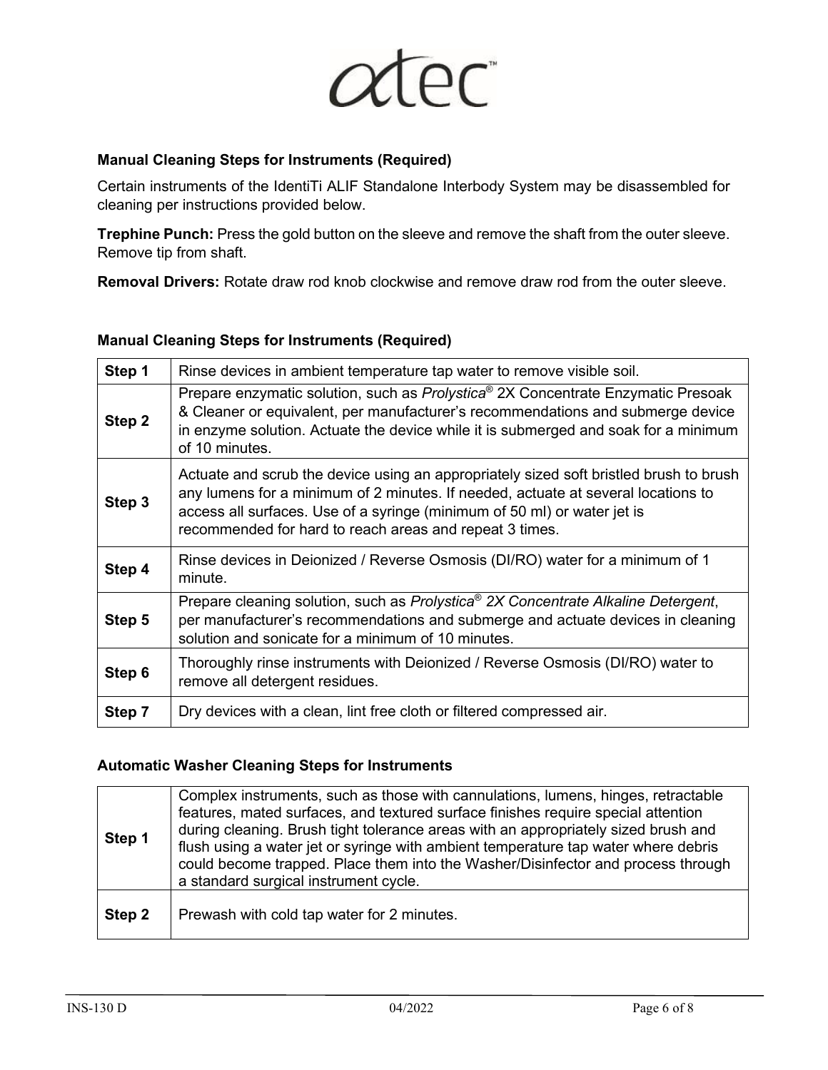### Manual Cleaning Steps for Instruments (Required)

Certain instruments of the IdentiTi ALIF Standalone Interbody System may be disassembled for cleaning per instructions provided below.

**Trephine Punch:** Press the gold button on the sleeve and remove the shaft from the outer sleeve. Remove tip from shaft.

**Removal Drivers:** Rotate draw rod knob clockwise and remove draw rod from the outer sleeve.

### Manual Cleaning Steps for Instruments (Required)

| | |
|---|---|
| **Step 1** | Rinse devices in ambient temperature tap water to remove visible soil. |
| **Step 2** | Prepare enzymatic solution, such as *Prolystica®* 2X Concentrate Enzymatic Presoak & Cleaner or equivalent, per manufacturer's recommendations and submerge device in enzyme solution. Actuate the device while it is submerged and soak for a minimum of 10 minutes. |
| **Step 3** | Actuate and scrub the device using an appropriately sized soft bristled brush to brush any lumens for a minimum of 2 minutes. If needed, actuate at several locations to access all surfaces. Use of a syringe (minimum of 50 ml) or water jet is recommended for hard to reach areas and repeat 3 times. |
| **Step 4** | Rinse devices in Deionized / Reverse Osmosis (DI/RO) water for a minimum of 1 minute. |
| **Step 5** | Prepare cleaning solution, such as *Prolystica® 2X Concentrate Alkaline Detergent*, per manufacturer's recommendations and submerge and actuate devices in cleaning solution and sonicate for a minimum of 10 minutes. |
| **Step 6** | Thoroughly rinse instruments with Deionized / Reverse Osmosis (DI/RO) water to remove all detergent residues. |
| **Step 7** | Dry devices with a clean, lint free cloth or filtered compressed air. |

### Automatic Washer Cleaning Steps for Instruments

| | |
|---|---|
| **Step 1** | Complex instruments, such as those with cannulations, lumens, hinges, retractable features, mated surfaces, and textured surface finishes require special attention during cleaning. Brush tight tolerance areas with an appropriately sized brush and flush using a water jet or syringe with ambient temperature tap water where debris could become trapped. Place them into the Washer/Disinfector and process through a standard surgical instrument cycle. |
| **Step 2** | Prewash with cold tap water for 2 minutes. |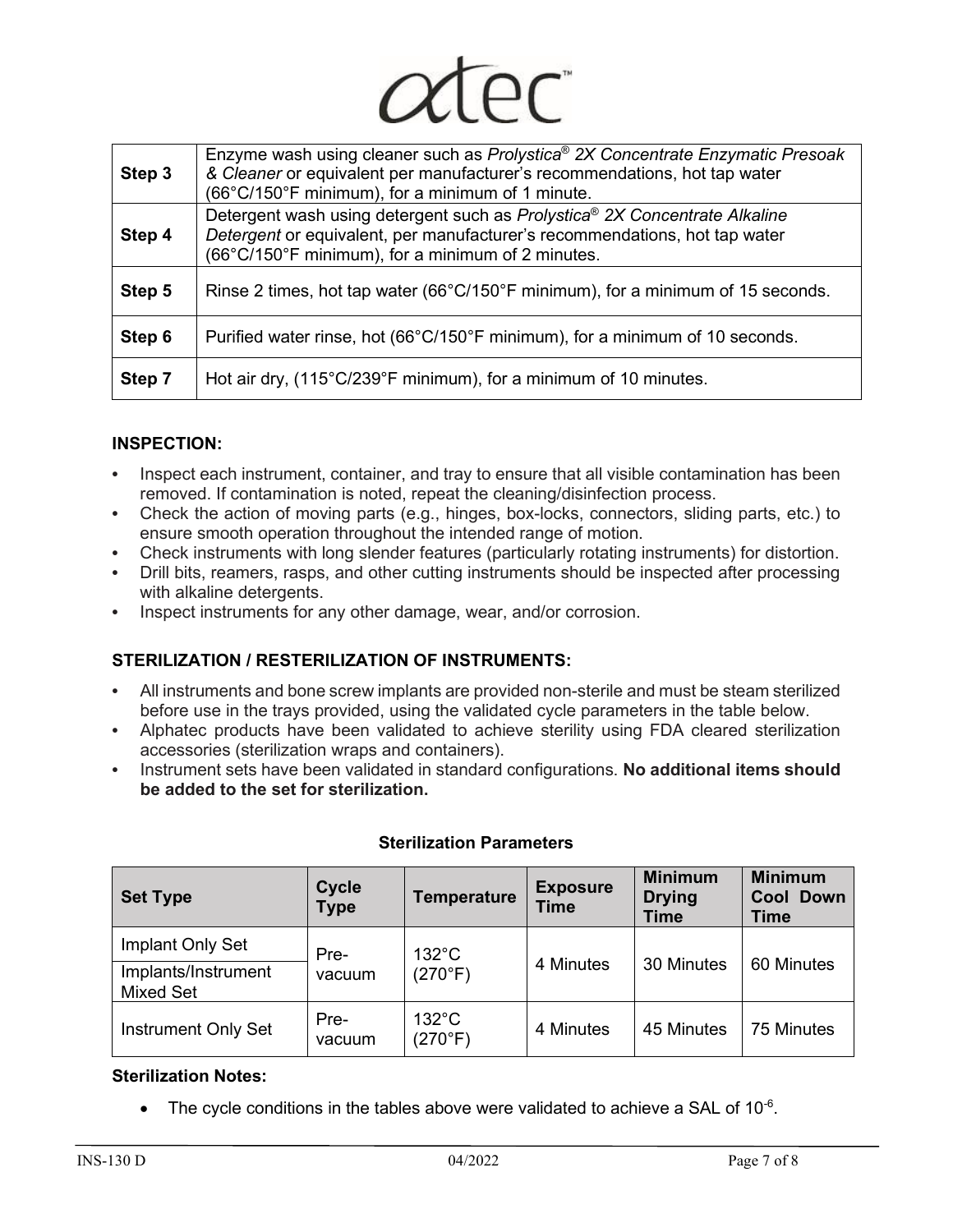| | |
|---|---|
| **Step 3** | Enzyme wash using cleaner such as *Prolystica® 2X Concentrate Enzymatic Presoak & Cleaner* or equivalent per manufacturer's recommendations, hot tap water (66°C/150°F minimum), for a minimum of 1 minute. |
| **Step 4** | Detergent wash using detergent such as *Prolystica® 2X Concentrate Alkaline Detergent* or equivalent, per manufacturer's recommendations, hot tap water (66°C/150°F minimum), for a minimum of 2 minutes. |
| **Step 5** | Rinse 2 times, hot tap water (66°C/150°F minimum), for a minimum of 15 seconds. |
| **Step 6** | Purified water rinse, hot (66°C/150°F minimum), for a minimum of 10 seconds. |
| **Step 7** | Hot air dry, (115°C/239°F minimum), for a minimum of 10 minutes. |

### INSPECTION:

- Inspect each instrument, container, and tray to ensure that all visible contamination has been removed. If contamination is noted, repeat the cleaning/disinfection process.
- Check the action of moving parts (e.g., hinges, box-locks, connectors, sliding parts, etc.) to ensure smooth operation throughout the intended range of motion.
- Check instruments with long slender features (particularly rotating instruments) for distortion.
- Drill bits, reamers, rasps, and other cutting instruments should be inspected after processing with alkaline detergents.
- Inspect instruments for any other damage, wear, and/or corrosion.

### STERILIZATION / RESTERILIZATION OF INSTRUMENTS:

- All instruments and bone screw implants are provided non-sterile and must be steam sterilized before use in the trays provided, using the validated cycle parameters in the table below.
- Alphatec products have been validated to achieve sterility using FDA cleared sterilization accessories (sterilization wraps and containers).
- Instrument sets have been validated in standard configurations. **No additional items should be added to the set for sterilization.**

**Sterilization Parameters**

| Set Type | Cycle Type | Temperature | Exposure Time | Minimum Drying Time | Minimum Cool Down Time |
|---|---|---|---|---|---|
| Implant Only Set | Pre-vacuum | 132°C (270°F) | 4 Minutes | 30 Minutes | 60 Minutes |
| Implants/Instrument Mixed Set | | | | | |
| Instrument Only Set | Pre-vacuum | 132°C (270°F) | 4 Minutes | 45 Minutes | 75 Minutes |

**Sterilization Notes:**

- The cycle conditions in the tables above were validated to achieve a SAL of $10^{-6}$.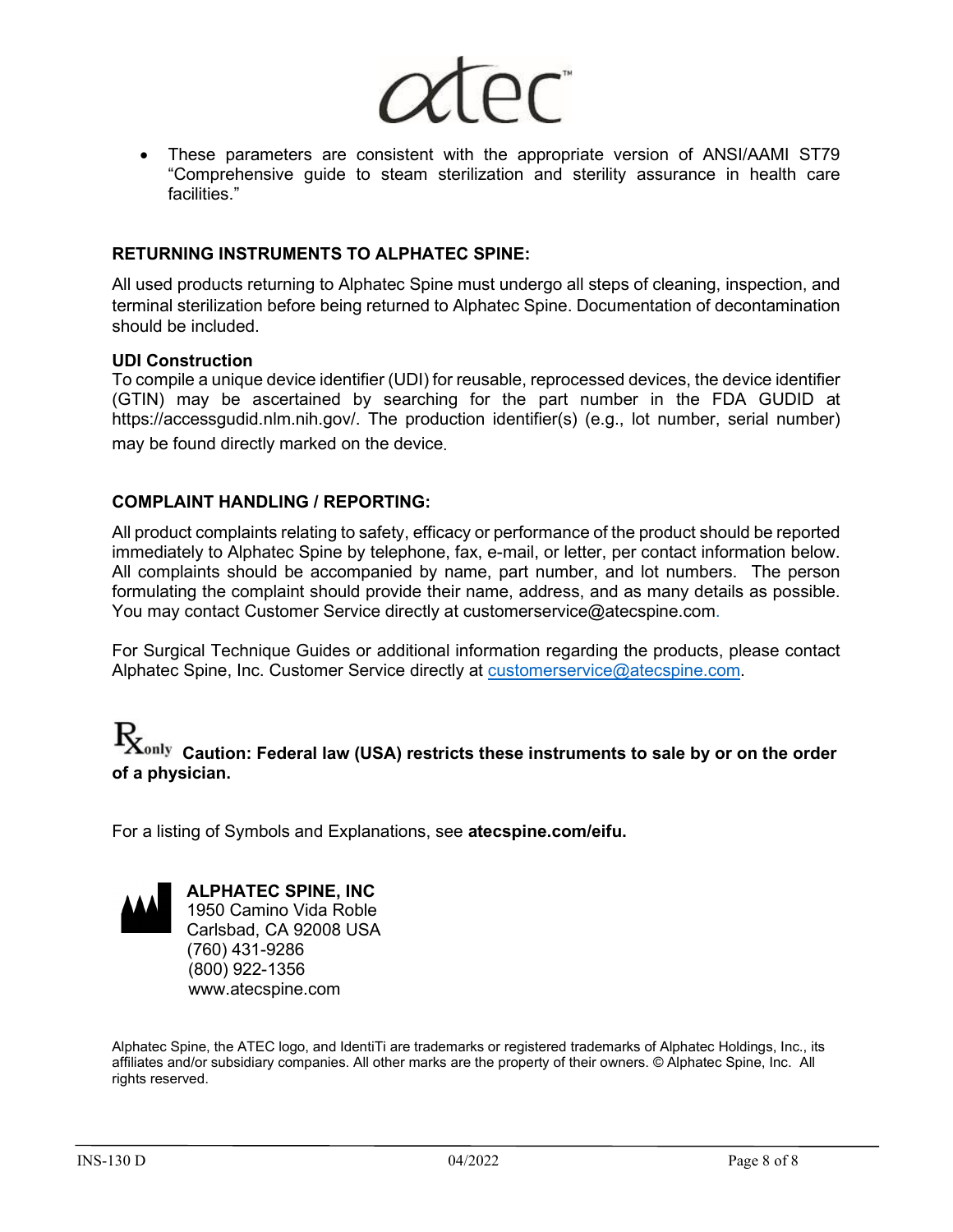- These parameters are consistent with the appropriate version of ANSI/AAMI ST79 "Comprehensive guide to steam sterilization and sterility assurance in health care facilities."

## RETURNING INSTRUMENTS TO ALPHATEC SPINE:

All used products returning to Alphatec Spine must undergo all steps of cleaning, inspection, and terminal sterilization before being returned to Alphatec Spine. Documentation of decontamination should be included.

### UDI Construction

To compile a unique device identifier (UDI) for reusable, reprocessed devices, the device identifier (GTIN) may be ascertained by searching for the part number in the FDA GUDID at https://accessgudid.nlm.nih.gov/. The production identifier(s) (e.g., lot number, serial number) may be found directly marked on the device.

## COMPLAINT HANDLING / REPORTING:

All product complaints relating to safety, efficacy or performance of the product should be reported immediately to Alphatec Spine by telephone, fax, e-mail, or letter, per contact information below. All complaints should be accompanied by name, part number, and lot numbers. The person formulating the complaint should provide their name, address, and as many details as possible. You may contact Customer Service directly at customerservice@atecspine.com.

For Surgical Technique Guides or additional information regarding the products, please contact Alphatec Spine, Inc. Customer Service directly at customerservice@atecspine.com.

℞only **Caution: Federal law (USA) restricts these instruments to sale by or on the order of a physician.**

For a listing of Symbols and Explanations, see **atecspine.com/eifu.**

**ALPHATEC SPINE, INC**
1950 Camino Vida Roble
Carlsbad, CA 92008 USA
(760) 431-9286
(800) 922-1356
www.atecspine.com

Alphatec Spine, the ATEC logo, and IdentiTi are trademarks or registered trademarks of Alphatec Holdings, Inc., its affiliates and/or subsidiary companies. All other marks are the property of their owners. © Alphatec Spine, Inc. All rights reserved.

INS-130 D 04/2022